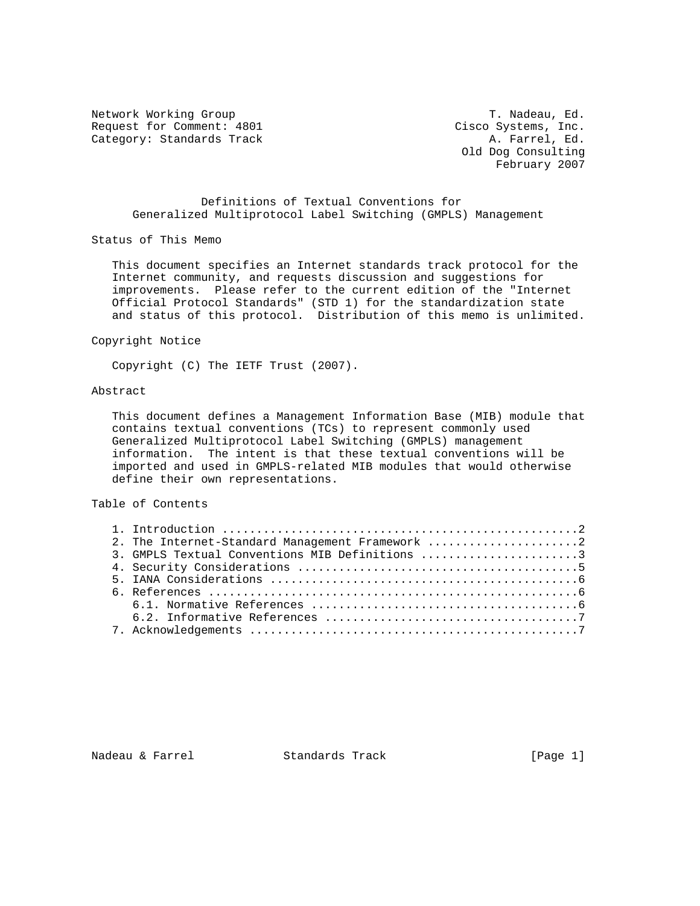Network Working Group T. Nadeau, Ed.
Request for Comment: 4801 Cisco Systems, Inc.
Category: Standards Track A. Farrel, Ed.
Old Dog Consulting
February 2007

# Definitions of Textual Conventions for Generalized Multiprotocol Label Switching (GMPLS) Management

## Status of This Memo

This document specifies an Internet standards track protocol for the Internet community, and requests discussion and suggestions for improvements. Please refer to the current edition of the "Internet Official Protocol Standards" (STD 1) for the standardization state and status of this protocol. Distribution of this memo is unlimited.

## Copyright Notice

Copyright (C) The IETF Trust (2007).

## Abstract

This document defines a Management Information Base (MIB) module that contains textual conventions (TCs) to represent commonly used Generalized Multiprotocol Label Switching (GMPLS) management information. The intent is that these textual conventions will be imported and used in GMPLS-related MIB modules that would otherwise define their own representations.

## Table of Contents

1. Introduction ....................................................2
2. The Internet-Standard Management Framework ......................2
3. GMPLS Textual Conventions MIB Definitions .......................3
4. Security Considerations .........................................5
5. IANA Considerations .............................................6
6. References ......................................................6
   6.1. Normative References .......................................6
   6.2. Informative References .....................................7
7. Acknowledgements ................................................7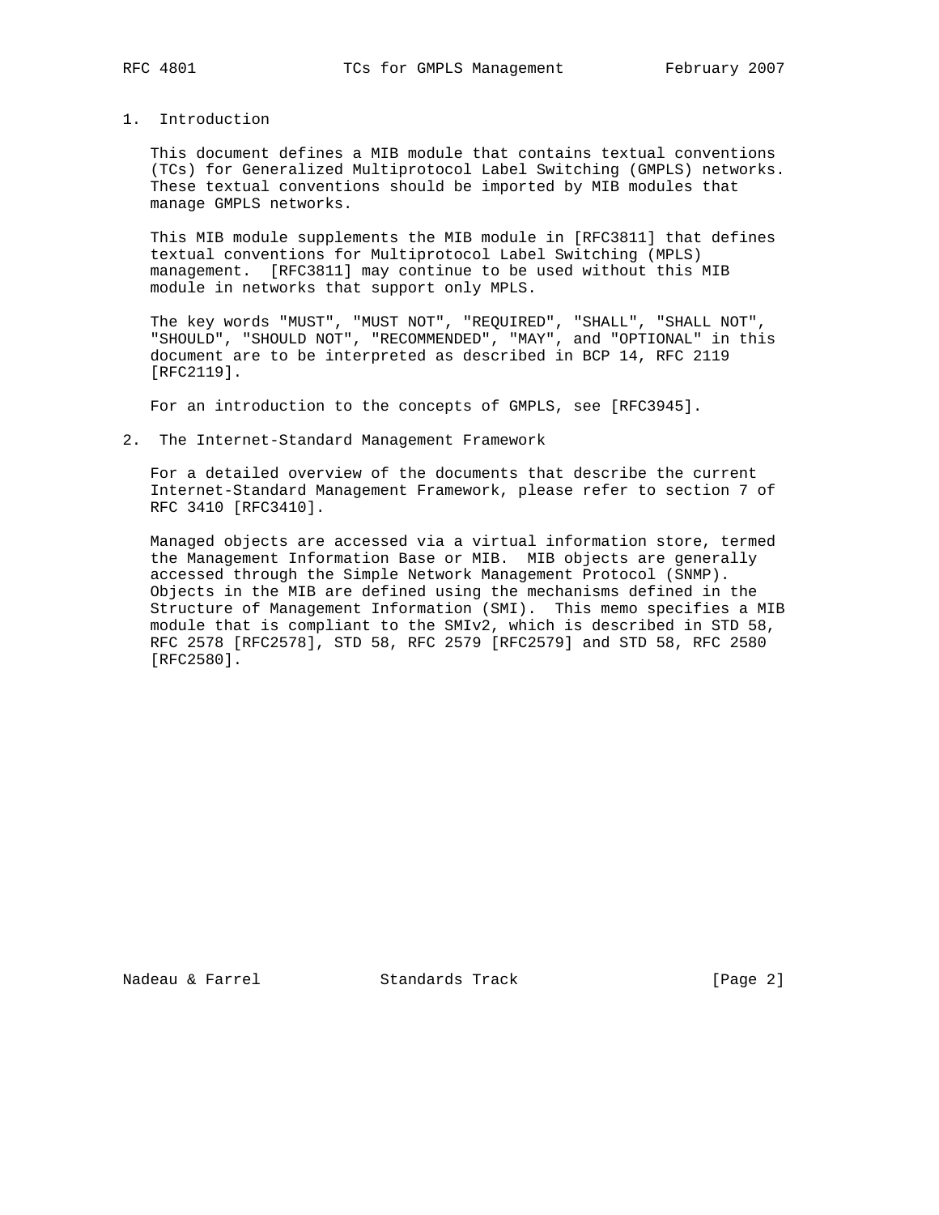## 1. Introduction

This document defines a MIB module that contains textual conventions (TCs) for Generalized Multiprotocol Label Switching (GMPLS) networks. These textual conventions should be imported by MIB modules that manage GMPLS networks.

This MIB module supplements the MIB module in [RFC3811] that defines textual conventions for Multiprotocol Label Switching (MPLS) management. [RFC3811] may continue to be used without this MIB module in networks that support only MPLS.

The key words "MUST", "MUST NOT", "REQUIRED", "SHALL", "SHALL NOT", "SHOULD", "SHOULD NOT", "RECOMMENDED", "MAY", and "OPTIONAL" in this document are to be interpreted as described in BCP 14, RFC 2119 [RFC2119].

For an introduction to the concepts of GMPLS, see [RFC3945].

## 2. The Internet-Standard Management Framework

For a detailed overview of the documents that describe the current Internet-Standard Management Framework, please refer to section 7 of RFC 3410 [RFC3410].

Managed objects are accessed via a virtual information store, termed the Management Information Base or MIB. MIB objects are generally accessed through the Simple Network Management Protocol (SNMP). Objects in the MIB are defined using the mechanisms defined in the Structure of Management Information (SMI). This memo specifies a MIB module that is compliant to the SMIv2, which is described in STD 58, RFC 2578 [RFC2578], STD 58, RFC 2579 [RFC2579] and STD 58, RFC 2580 [RFC2580].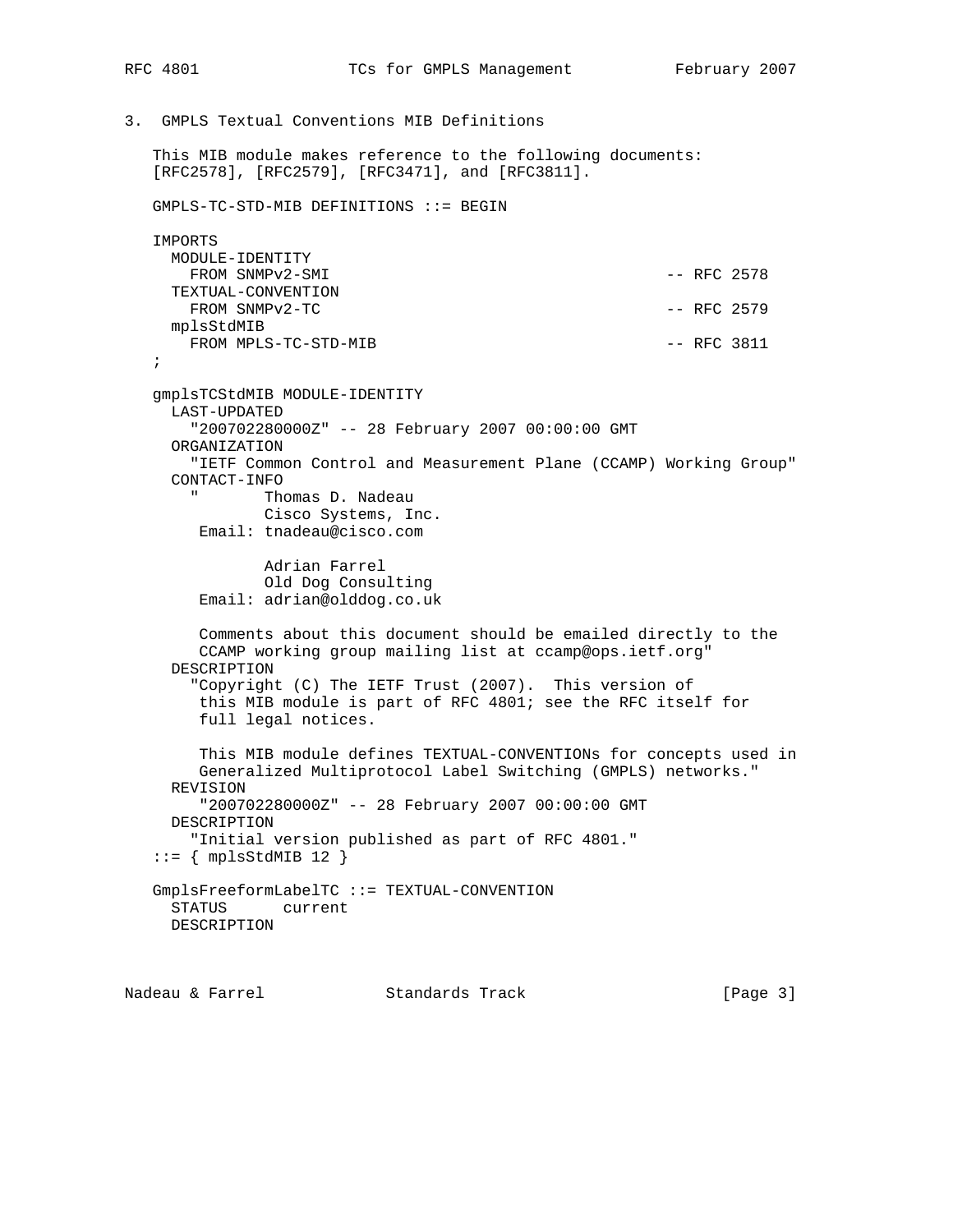## 3. GMPLS Textual Conventions MIB Definitions

This MIB module makes reference to the following documents: [RFC2578], [RFC2579], [RFC3471], and [RFC3811].

```
GMPLS-TC-STD-MIB DEFINITIONS ::= BEGIN

IMPORTS
  MODULE-IDENTITY
    FROM SNMPv2-SMI                                   -- RFC 2578
  TEXTUAL-CONVENTION
    FROM SNMPv2-TC                                    -- RFC 2579
  mplsStdMIB
    FROM MPLS-TC-STD-MIB                              -- RFC 3811
;

gmplsTCStdMIB MODULE-IDENTITY
  LAST-UPDATED
    "200702280000Z" -- 28 February 2007 00:00:00 GMT
  ORGANIZATION
    "IETF Common Control and Measurement Plane (CCAMP) Working Group"
  CONTACT-INFO
    "       Thomas D. Nadeau
            Cisco Systems, Inc.
     Email: tnadeau@cisco.com

            Adrian Farrel
            Old Dog Consulting
     Email: adrian@olddog.co.uk

     Comments about this document should be emailed directly to the
     CCAMP working group mailing list at ccamp@ops.ietf.org"
  DESCRIPTION
    "Copyright (C) The IETF Trust (2007).  This version of
     this MIB module is part of RFC 4801; see the RFC itself for
     full legal notices.

     This MIB module defines TEXTUAL-CONVENTIONs for concepts used in
     Generalized Multiprotocol Label Switching (GMPLS) networks."
  REVISION
     "200702280000Z" -- 28 February 2007 00:00:00 GMT
  DESCRIPTION
    "Initial version published as part of RFC 4801."
::= { mplsStdMIB 12 }

GmplsFreeformLabelTC ::= TEXTUAL-CONVENTION
  STATUS      current
  DESCRIPTION
```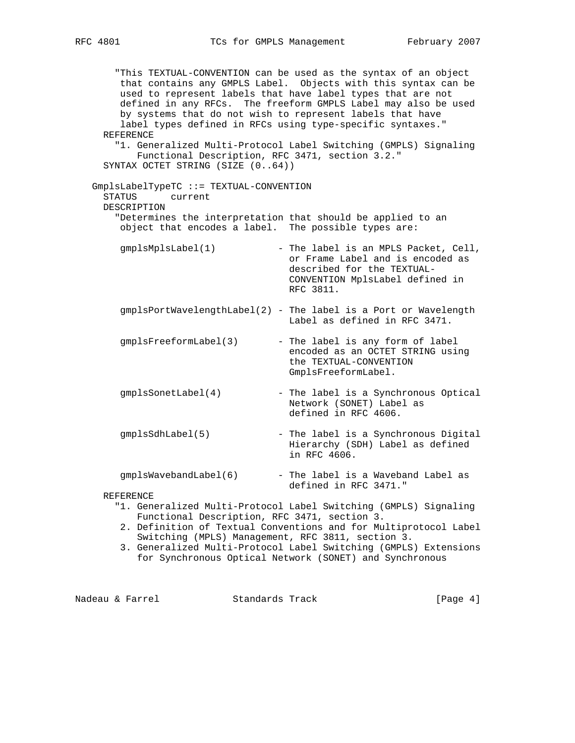```
      "This TEXTUAL-CONVENTION can be used as the syntax of an object
       that contains any GMPLS Label.  Objects with this syntax can be
       used to represent labels that have label types that are not
       defined in any RFCs.  The freeform GMPLS Label may also be used
       by systems that do not wish to represent labels that have
       label types defined in RFCs using type-specific syntaxes."
    REFERENCE
      "1. Generalized Multi-Protocol Label Switching (GMPLS) Signaling
          Functional Description, RFC 3471, section 3.2."
    SYNTAX OCTET STRING (SIZE (0..64))

  GmplsLabelTypeTC ::= TEXTUAL-CONVENTION
    STATUS      current
    DESCRIPTION
      "Determines the interpretation that should be applied to an
       object that encodes a label.  The possible types are:

       gmplsMplsLabel(1)           - The label is an MPLS Packet, Cell,
                                     or Frame Label and is encoded as
                                     described for the TEXTUAL-
                                     CONVENTION MplsLabel defined in
                                     RFC 3811.

       gmplsPortWavelengthLabel(2) - The label is a Port or Wavelength
                                     Label as defined in RFC 3471.

       gmplsFreeformLabel(3)       - The label is any form of label
                                     encoded as an OCTET STRING using
                                     the TEXTUAL-CONVENTION
                                     GmplsFreeformLabel.

       gmplsSonetLabel(4)          - The label is a Synchronous Optical
                                     Network (SONET) Label as
                                     defined in RFC 4606.

       gmplsSdhLabel(5)            - The label is a Synchronous Digital
                                     Hierarchy (SDH) Label as defined
                                     in RFC 4606.

       gmplsWavebandLabel(6)       - The label is a Waveband Label as
                                     defined in RFC 3471."
    REFERENCE
      "1. Generalized Multi-Protocol Label Switching (GMPLS) Signaling
          Functional Description, RFC 3471, section 3.
       2. Definition of Textual Conventions and for Multiprotocol Label
          Switching (MPLS) Management, RFC 3811, section 3.
       3. Generalized Multi-Protocol Label Switching (GMPLS) Extensions
          for Synchronous Optical Network (SONET) and Synchronous
```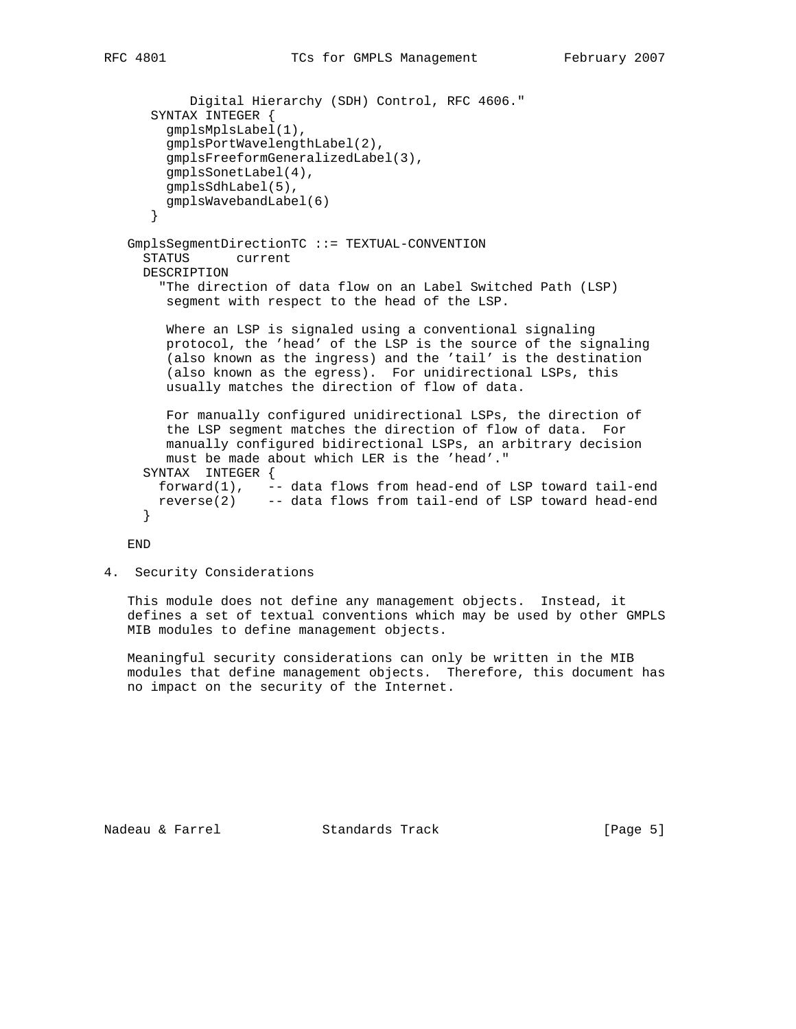```
          Digital Hierarchy (SDH) Control, RFC 4606."
     SYNTAX INTEGER {
       gmplsMplsLabel(1),
       gmplsPortWavelengthLabel(2),
       gmplsFreeformGeneralizedLabel(3),
       gmplsSonetLabel(4),
       gmplsSdhLabel(5),
       gmplsWavebandLabel(6)
     }

   GmplsSegmentDirectionTC ::= TEXTUAL-CONVENTION
     STATUS      current
     DESCRIPTION
       "The direction of data flow on an Label Switched Path (LSP)
        segment with respect to the head of the LSP.

        Where an LSP is signaled using a conventional signaling
        protocol, the 'head' of the LSP is the source of the signaling
        (also known as the ingress) and the 'tail' is the destination
        (also known as the egress).  For unidirectional LSPs, this
        usually matches the direction of flow of data.

        For manually configured unidirectional LSPs, the direction of
        the LSP segment matches the direction of flow of data.  For
        manually configured bidirectional LSPs, an arbitrary decision
        must be made about which LER is the 'head'."
     SYNTAX  INTEGER {
       forward(1),   -- data flows from head-end of LSP toward tail-end
       reverse(2)    -- data flows from tail-end of LSP toward head-end
     }

   END
```

## 4. Security Considerations

This module does not define any management objects. Instead, it defines a set of textual conventions which may be used by other GMPLS MIB modules to define management objects.

Meaningful security considerations can only be written in the MIB modules that define management objects. Therefore, this document has no impact on the security of the Internet.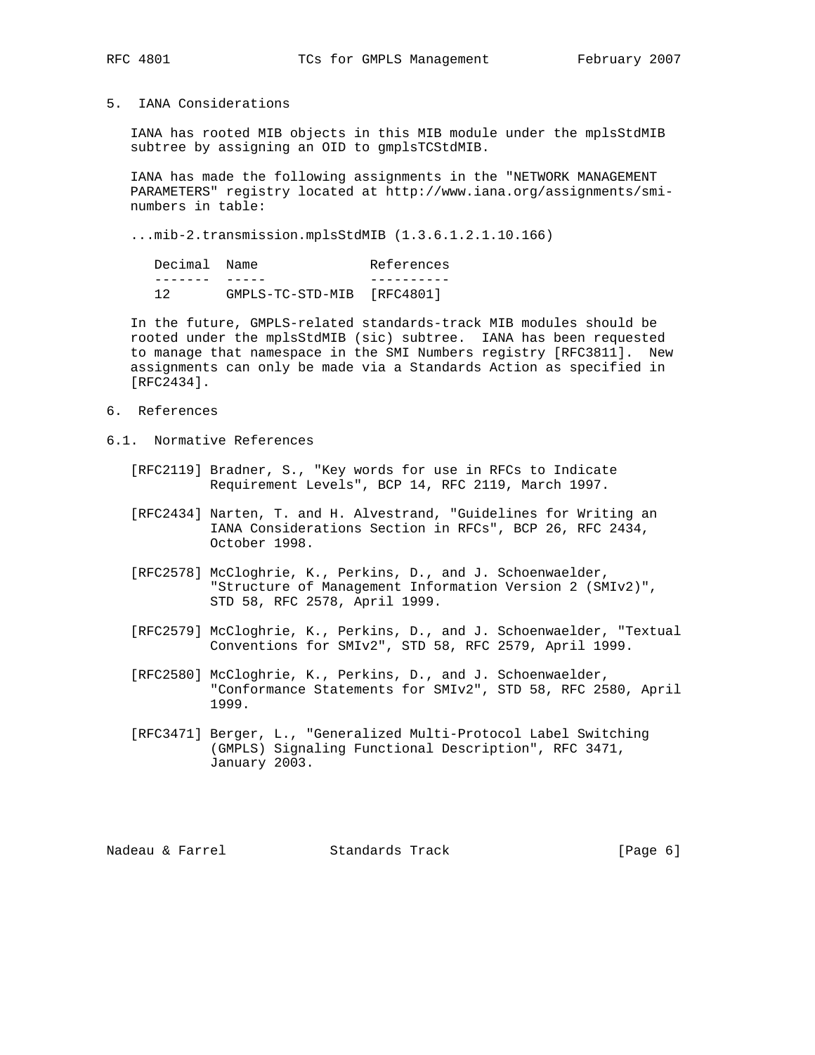## 5. IANA Considerations

IANA has rooted MIB objects in this MIB module under the mplsStdMIB subtree by assigning an OID to gmplsTCStdMIB.

IANA has made the following assignments in the "NETWORK MANAGEMENT PARAMETERS" registry located at http://www.iana.org/assignments/smi-numbers in table:

...mib-2.transmission.mplsStdMIB (1.3.6.1.2.1.10.166)

| Decimal | Name | References |
| --- | --- | --- |
| 12 | GMPLS-TC-STD-MIB | [RFC4801] |

In the future, GMPLS-related standards-track MIB modules should be rooted under the mplsStdMIB (sic) subtree. IANA has been requested to manage that namespace in the SMI Numbers registry [RFC3811]. New assignments can only be made via a Standards Action as specified in [RFC2434].

## 6. References

### 6.1. Normative References

[RFC2119] Bradner, S., "Key words for use in RFCs to Indicate Requirement Levels", BCP 14, RFC 2119, March 1997.

[RFC2434] Narten, T. and H. Alvestrand, "Guidelines for Writing an IANA Considerations Section in RFCs", BCP 26, RFC 2434, October 1998.

[RFC2578] McCloghrie, K., Perkins, D., and J. Schoenwaelder, "Structure of Management Information Version 2 (SMIv2)", STD 58, RFC 2578, April 1999.

[RFC2579] McCloghrie, K., Perkins, D., and J. Schoenwaelder, "Textual Conventions for SMIv2", STD 58, RFC 2579, April 1999.

[RFC2580] McCloghrie, K., Perkins, D., and J. Schoenwaelder, "Conformance Statements for SMIv2", STD 58, RFC 2580, April 1999.

[RFC3471] Berger, L., "Generalized Multi-Protocol Label Switching (GMPLS) Signaling Functional Description", RFC 3471, January 2003.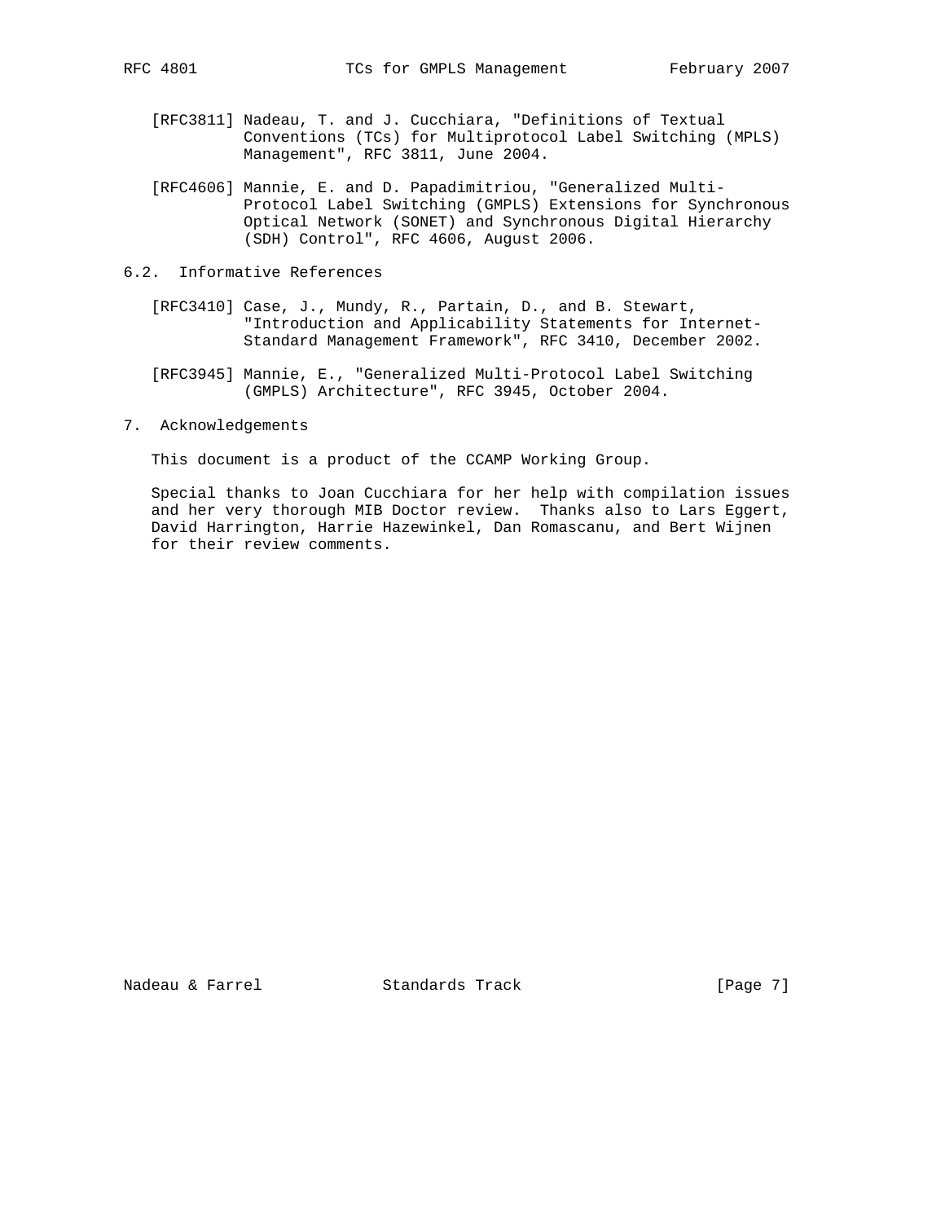[RFC3811] Nadeau, T. and J. Cucchiara, "Definitions of Textual Conventions (TCs) for Multiprotocol Label Switching (MPLS) Management", RFC 3811, June 2004.

[RFC4606] Mannie, E. and D. Papadimitriou, "Generalized Multi-Protocol Label Switching (GMPLS) Extensions for Synchronous Optical Network (SONET) and Synchronous Digital Hierarchy (SDH) Control", RFC 4606, August 2006.

## 6.2. Informative References

[RFC3410] Case, J., Mundy, R., Partain, D., and B. Stewart, "Introduction and Applicability Statements for Internet-Standard Management Framework", RFC 3410, December 2002.

[RFC3945] Mannie, E., "Generalized Multi-Protocol Label Switching (GMPLS) Architecture", RFC 3945, October 2004.

# 7. Acknowledgements

This document is a product of the CCAMP Working Group.

Special thanks to Joan Cucchiara for her help with compilation issues and her very thorough MIB Doctor review. Thanks also to Lars Eggert, David Harrington, Harrie Hazewinkel, Dan Romascanu, and Bert Wijnen for their review comments.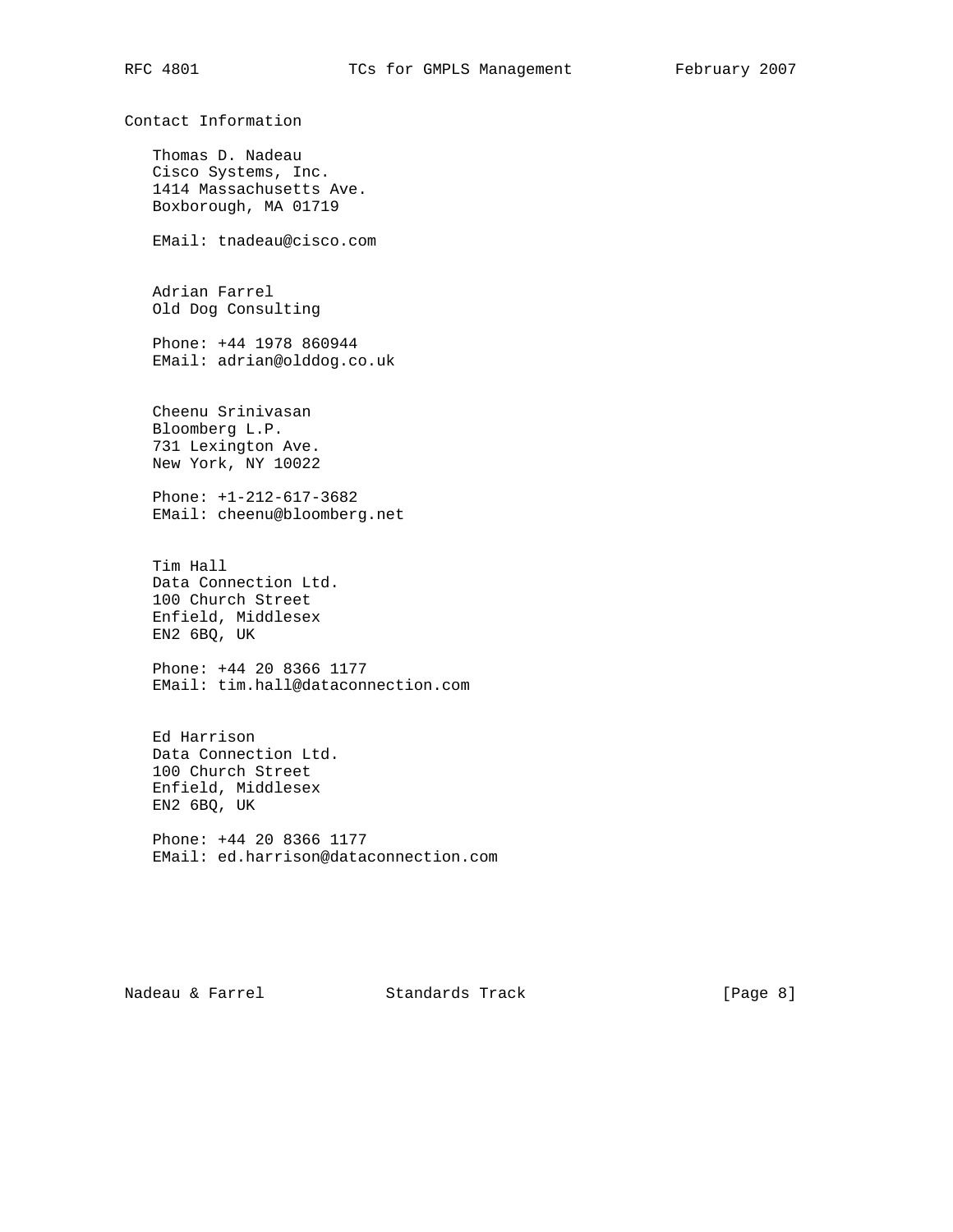## Contact Information

Thomas D. Nadeau
Cisco Systems, Inc.
1414 Massachusetts Ave.
Boxborough, MA 01719

EMail: tnadeau@cisco.com

Adrian Farrel
Old Dog Consulting

Phone: +44 1978 860944
EMail: adrian@olddog.co.uk

Cheenu Srinivasan
Bloomberg L.P.
731 Lexington Ave.
New York, NY 10022

Phone: +1-212-617-3682
EMail: cheenu@bloomberg.net

Tim Hall
Data Connection Ltd.
100 Church Street
Enfield, Middlesex
EN2 6BQ, UK

Phone: +44 20 8366 1177
EMail: tim.hall@dataconnection.com

Ed Harrison
Data Connection Ltd.
100 Church Street
Enfield, Middlesex
EN2 6BQ, UK

Phone: +44 20 8366 1177
EMail: ed.harrison@dataconnection.com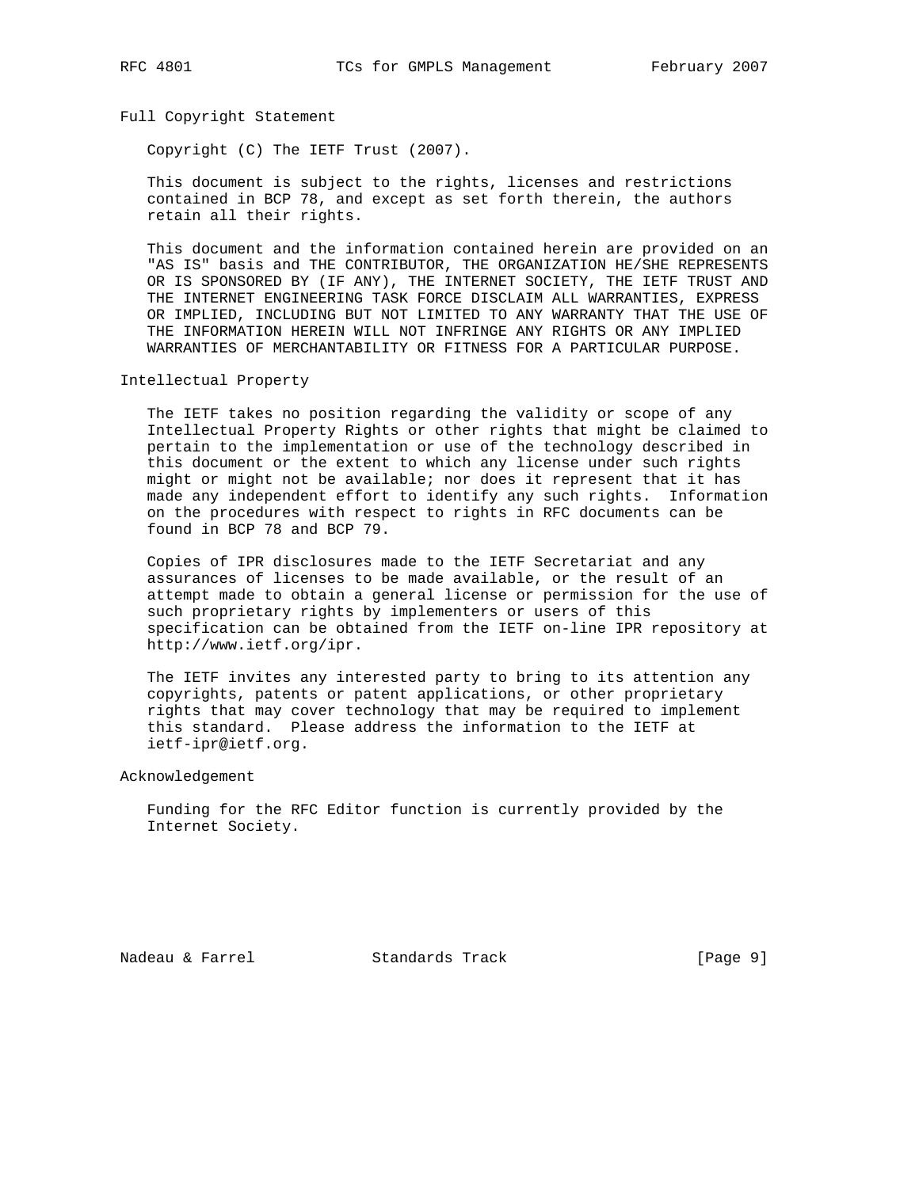## Full Copyright Statement

Copyright (C) The IETF Trust (2007).

This document is subject to the rights, licenses and restrictions contained in BCP 78, and except as set forth therein, the authors retain all their rights.

This document and the information contained herein are provided on an "AS IS" basis and THE CONTRIBUTOR, THE ORGANIZATION HE/SHE REPRESENTS OR IS SPONSORED BY (IF ANY), THE INTERNET SOCIETY, THE IETF TRUST AND THE INTERNET ENGINEERING TASK FORCE DISCLAIM ALL WARRANTIES, EXPRESS OR IMPLIED, INCLUDING BUT NOT LIMITED TO ANY WARRANTY THAT THE USE OF THE INFORMATION HEREIN WILL NOT INFRINGE ANY RIGHTS OR ANY IMPLIED WARRANTIES OF MERCHANTABILITY OR FITNESS FOR A PARTICULAR PURPOSE.

## Intellectual Property

The IETF takes no position regarding the validity or scope of any Intellectual Property Rights or other rights that might be claimed to pertain to the implementation or use of the technology described in this document or the extent to which any license under such rights might or might not be available; nor does it represent that it has made any independent effort to identify any such rights. Information on the procedures with respect to rights in RFC documents can be found in BCP 78 and BCP 79.

Copies of IPR disclosures made to the IETF Secretariat and any assurances of licenses to be made available, or the result of an attempt made to obtain a general license or permission for the use of such proprietary rights by implementers or users of this specification can be obtained from the IETF on-line IPR repository at http://www.ietf.org/ipr.

The IETF invites any interested party to bring to its attention any copyrights, patents or patent applications, or other proprietary rights that may cover technology that may be required to implement this standard. Please address the information to the IETF at ietf-ipr@ietf.org.

## Acknowledgement

Funding for the RFC Editor function is currently provided by the Internet Society.